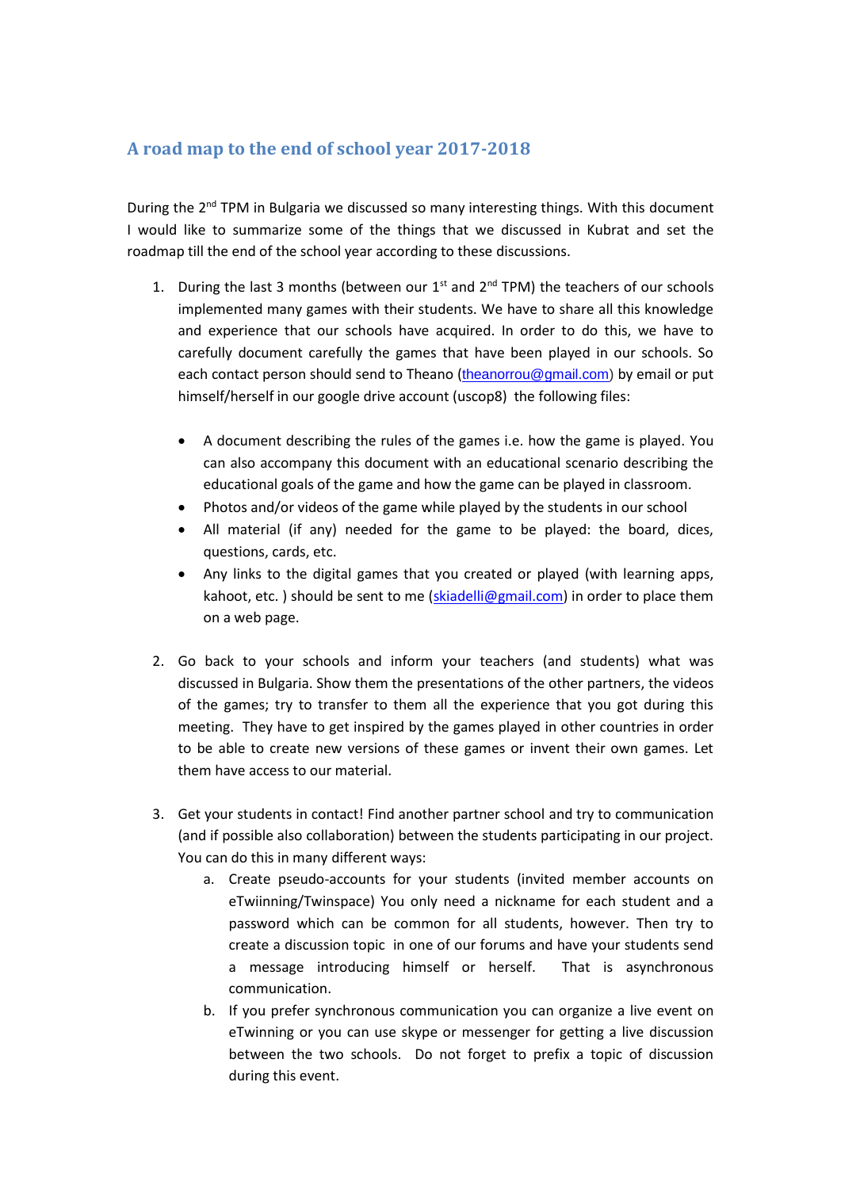## A road map to the end of school year 2017-2018

During the 2nd TPM in Bulgaria we discussed so many interesting things. With this document I would like to summarize some of the things that we discussed in Kubrat and set the roadmap till the end of the school year according to these discussions.

1. During the last 3 months (between our 1st and 2nd TPM) the teachers of our schools implemented many games with their students. We have to share all this knowledge and experience that our schools have acquired. In order to do this, we have to carefully document carefully the games that have been played in our schools. So each contact person should send to Theano (theanorrou@gmail.com) by email or put himself/herself in our google drive account (uscop8) the following files:

   - A document describing the rules of the games i.e. how the game is played. You can also accompany this document with an educational scenario describing the educational goals of the game and how the game can be played in classroom.
   - Photos and/or videos of the game while played by the students in our school
   - All material (if any) needed for the game to be played: the board, dices, questions, cards, etc.
   - Any links to the digital games that you created or played (with learning apps, kahoot, etc. ) should be sent to me (skiadelli@gmail.com) in order to place them on a web page.

2. Go back to your schools and inform your teachers (and students) what was discussed in Bulgaria. Show them the presentations of the other partners, the videos of the games; try to transfer to them all the experience that you got during this meeting. They have to get inspired by the games played in other countries in order to be able to create new versions of these games or invent their own games. Let them have access to our material.

3. Get your students in contact! Find another partner school and try to communication (and if possible also collaboration) between the students participating in our project. You can do this in many different ways:
   a. Create pseudo-accounts for your students (invited member accounts on eTwiinning/Twinspace) You only need a nickname for each student and a password which can be common for all students, however. Then try to create a discussion topic in one of our forums and have your students send a message introducing himself or herself. That is asynchronous communication.
   b. If you prefer synchronous communication you can organize a live event on eTwinning or you can use skype or messenger for getting a live discussion between the two schools. Do not forget to prefix a topic of discussion during this event.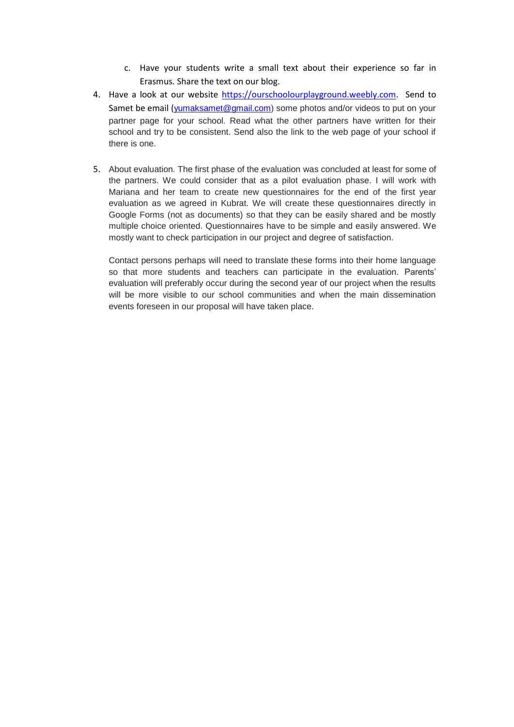c. Have your students write a small text about their experience so far in Erasmus. Share the text on our blog.

4. Have a look at our website https://ourschoolourplayground.weebly.com. Send to Samet be email (yumaksamet@gmail.com) some photos and/or videos to put on your partner page for your school. Read what the other partners have written for their school and try to be consistent. Send also the link to the web page of your school if there is one.

5. About evaluation. The first phase of the evaluation was concluded at least for some of the partners. We could consider that as a pilot evaluation phase. I will work with Mariana and her team to create new questionnaires for the end of the first year evaluation as we agreed in Kubrat. We will create these questionnaires directly in Google Forms (not as documents) so that they can be easily shared and be mostly multiple choice oriented. Questionnaires have to be simple and easily answered. We mostly want to check participation in our project and degree of satisfaction.

   Contact persons perhaps will need to translate these forms into their home language so that more students and teachers can participate in the evaluation. Parents' evaluation will preferably occur during the second year of our project when the results will be more visible to our school communities and when the main dissemination events foreseen in our proposal will have taken place.